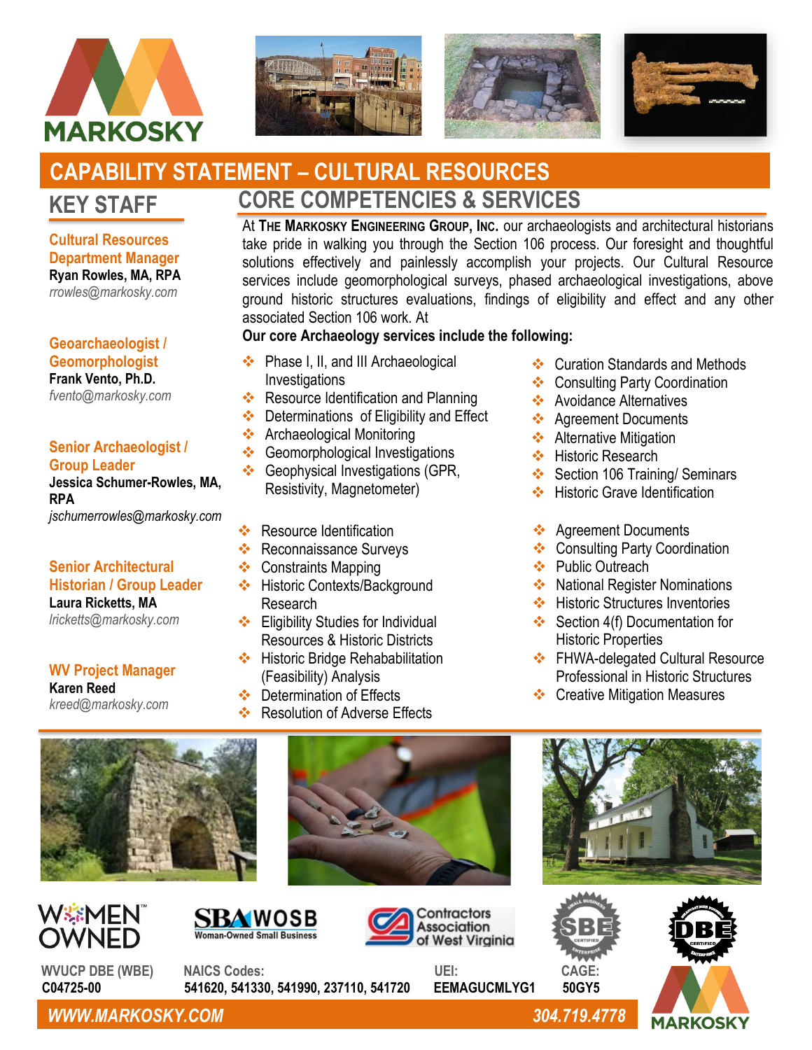# MARKOSKY

## CAPABILITY STATEMENT – CULTURAL RESOURCES

## KEY STAFF

**Cultural Resources Department Manager**
**Ryan Rowles, MA, RPA**
*rrowles@markosky.com*

**Geoarchaeologist / Geomorphologist**
**Frank Vento, Ph.D.**
*fvento@markosky.com*

**Senior Archaeologist / Group Leader**
**Jessica Schumer-Rowles, MA, RPA**
*jschumerrowles@markosky.com*

**Senior Architectural Historian / Group Leader**
**Laura Ricketts, MA**
*lricketts@markosky.com*

**WV Project Manager**
**Karen Reed**
*kreed@markosky.com*

## CORE COMPETENCIES & SERVICES

At **The Markosky Engineering Group, Inc.** our archaeologists and architectural historians take pride in walking you through the Section 106 process. Our foresight and thoughtful solutions effectively and painlessly accomplish your projects. Our Cultural Resource services include geomorphological surveys, phased archaeological investigations, above ground historic structures evaluations, findings of eligibility and effect and any other associated Section 106 work. At

**Our core Archaeology services include the following:**

- Phase I, II, and III Archaeological Investigations
- Resource Identification and Planning
- Determinations of Eligibility and Effect
- Archaeological Monitoring
- Geomorphological Investigations
- Geophysical Investigations (GPR, Resistivity, Magnetometer)
- Curation Standards and Methods
- Consulting Party Coordination
- Avoidance Alternatives
- Agreement Documents
- Alternative Mitigation
- Historic Research
- Section 106 Training/ Seminars
- Historic Grave Identification

- Resource Identification
- Reconnaissance Surveys
- Constraints Mapping
- Historic Contexts/Background Research
- Eligibility Studies for Individual Resources & Historic Districts
- Historic Bridge Rehabilitation (Feasibility) Analysis
- Determination of Effects
- Resolution of Adverse Effects
- Agreement Documents
- Consulting Party Coordination
- Public Outreach
- National Register Nominations
- Historic Structures Inventories
- Section 4(f) Documentation for Historic Properties
- FHWA-delegated Cultural Resource Professional in Historic Structures
- Creative Mitigation Measures

WOMEN OWNED | SBA WOSB Woman-Owned Small Business | Contractors Association of West Virginia | SBE Certified | DBE Certified

**WVUCP DBE (WBE)**
**C04725-00**

**NAICS Codes:**
**541620, 541330, 541990, 237110, 541720**

**UEI:**
**EEMAGUCMLYG1**

**CAGE:**
**50GY5**

***WWW.MARKOSKY.COM*** ***304.719.4778***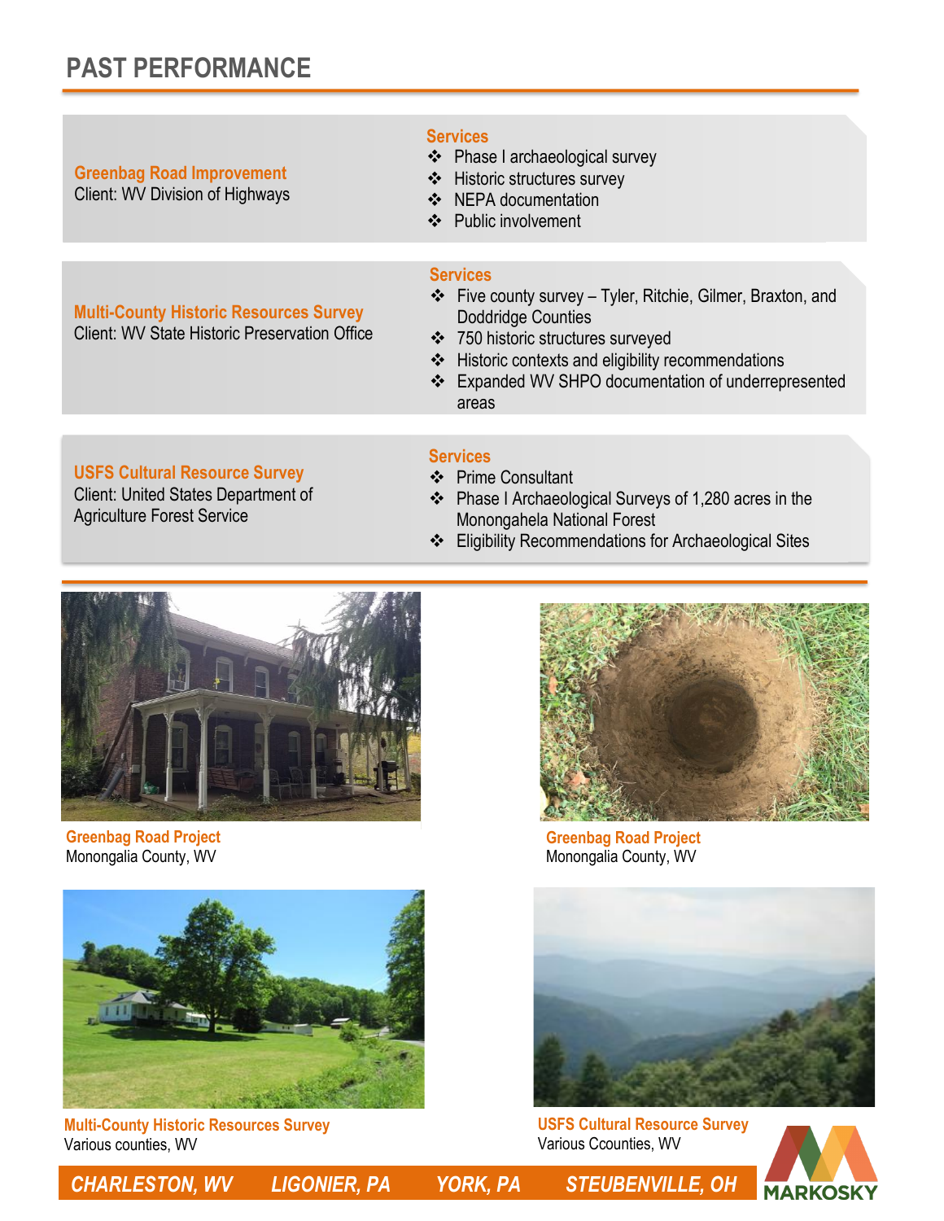## PAST PERFORMANCE

**Greenbag Road Improvement**
Client: WV Division of Highways

**Services**
- Phase I archaeological survey
- Historic structures survey
- NEPA documentation
- Public involvement

**Multi-County Historic Resources Survey**
Client: WV State Historic Preservation Office

**Services**
- Five county survey – Tyler, Ritchie, Gilmer, Braxton, and Doddridge Counties
- 750 historic structures surveyed
- Historic contexts and eligibility recommendations
- Expanded WV SHPO documentation of underrepresented areas

**USFS Cultural Resource Survey**
Client: United States Department of Agriculture Forest Service

**Services**
- Prime Consultant
- Phase I Archaeological Surveys of 1,280 acres in the Monongahela National Forest
- Eligibility Recommendations for Archaeological Sites

**Greenbag Road Project**
Monongalia County, WV

**Greenbag Road Project**
Monongalia County, WV

**Multi-County Historic Resources Survey**
Various counties, WV

**USFS Cultural Resource Survey**
Various Ccounties, WV

CHARLESTON, WV    LIGONIER, PA    YORK, PA    STEUBENVILLE, OH

MARKOSKY